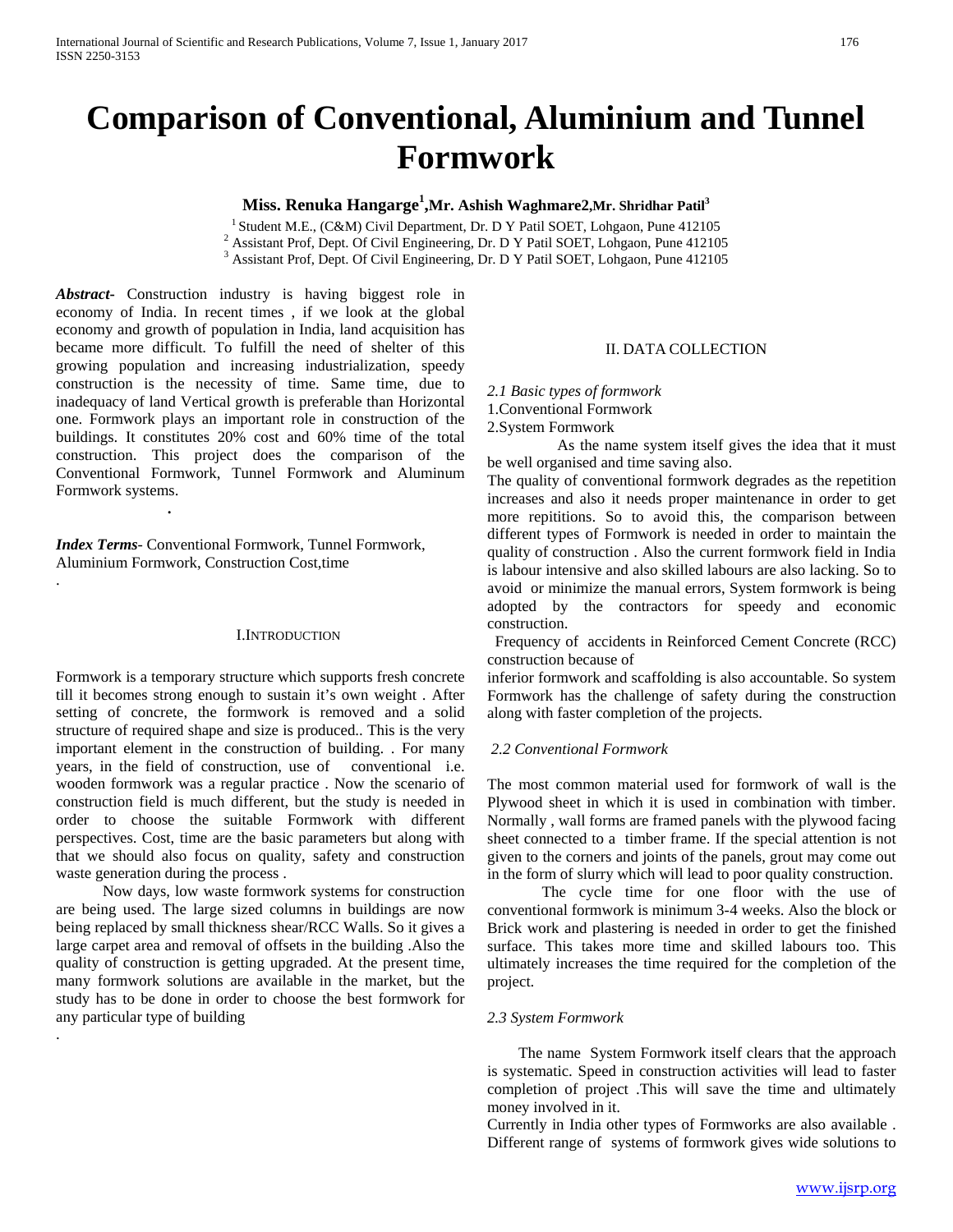# Comparison of Conventional, Aluminium and Tunnel Formwork

**Miss. Renuka Hangarge[1], Mr. Ashish Waghmare2, Mr. Shridhar Patil[3]**

[1] Student M.E., (C&M) Civil Department, Dr. D Y Patil SOET, Lohgaon, Pune 412105
[2] Assistant Prof, Dept. Of Civil Engineering, Dr. D Y Patil SOET, Lohgaon, Pune 412105
[3] Assistant Prof, Dept. Of Civil Engineering, Dr. D Y Patil SOET, Lohgaon, Pune 412105

***Abstract-*** Construction industry is having biggest role in economy of India. In recent times , if we look at the global economy and growth of population in India, land acquisition has became more difficult. To fulfill the need of shelter of this growing population and increasing industrialization, speedy construction is the necessity of time. Same time, due to inadequacy of land Vertical growth is preferable than Horizontal one. Formwork plays an important role in construction of the buildings. It constitutes 20% cost and 60% time of the total construction. This project does the comparison of the Conventional Formwork, Tunnel Formwork and Aluminum Formwork systems.

***Index Terms*-** Conventional Formwork, Tunnel Formwork, Aluminium Formwork, Construction Cost,time

## I.INTRODUCTION

Formwork is a temporary structure which supports fresh concrete till it becomes strong enough to sustain it's own weight . After setting of concrete, the formwork is removed and a solid structure of required shape and size is produced.. This is the very important element in the construction of building. . For many years, in the field of construction, use of conventional i.e. wooden formwork was a regular practice . Now the scenario of construction field is much different, but the study is needed in order to choose the suitable Formwork with different perspectives. Cost, time are the basic parameters but along with that we should also focus on quality, safety and construction waste generation during the process .

Now days, low waste formwork systems for construction are being used. The large sized columns in buildings are now being replaced by small thickness shear/RCC Walls. So it gives a large carpet area and removal of offsets in the building .Also the quality of construction is getting upgraded. At the present time, many formwork solutions are available in the market, but the study has to be done in order to choose the best formwork for any particular type of building

## II. DATA COLLECTION

*2.1 Basic types of formwork*

1.Conventional Formwork
2.System Formwork

As the name system itself gives the idea that it must be well organised and time saving also.

The quality of conventional formwork degrades as the repetition increases and also it needs proper maintenance in order to get more repitions. So to avoid this, the comparison between different types of Formwork is needed in order to maintain the quality of construction . Also the current formwork field in India is labour intensive and also skilled labours are also lacking. So to avoid or minimize the manual errors, System formwork is being adopted by the contractors for speedy and economic construction.

Frequency of accidents in Reinforced Cement Concrete (RCC) construction because of inferior formwork and scaffolding is also accountable. So system Formwork has the challenge of safety during the construction along with faster completion of the projects.

*2.2 Conventional Formwork*

The most common material used for formwork of wall is the Plywood sheet in which it is used in combination with timber. Normally , wall forms are framed panels with the plywood facing sheet connected to a timber frame. If the special attention is not given to the corners and joints of the panels, grout may come out in the form of slurry which will lead to poor quality construction.

The cycle time for one floor with the use of conventional formwork is minimum 3-4 weeks. Also the block or Brick work and plastering is needed in order to get the finished surface. This takes more time and skilled labours too. This ultimately increases the time required for the completion of the project.

*2.3 System Formwork*

The name System Formwork itself clears that the approach is systematic. Speed in construction activities will lead to faster completion of project .This will save the time and ultimately money involved in it.

Currently in India other types of Formworks are also available . Different range of systems of formwork gives wide solutions to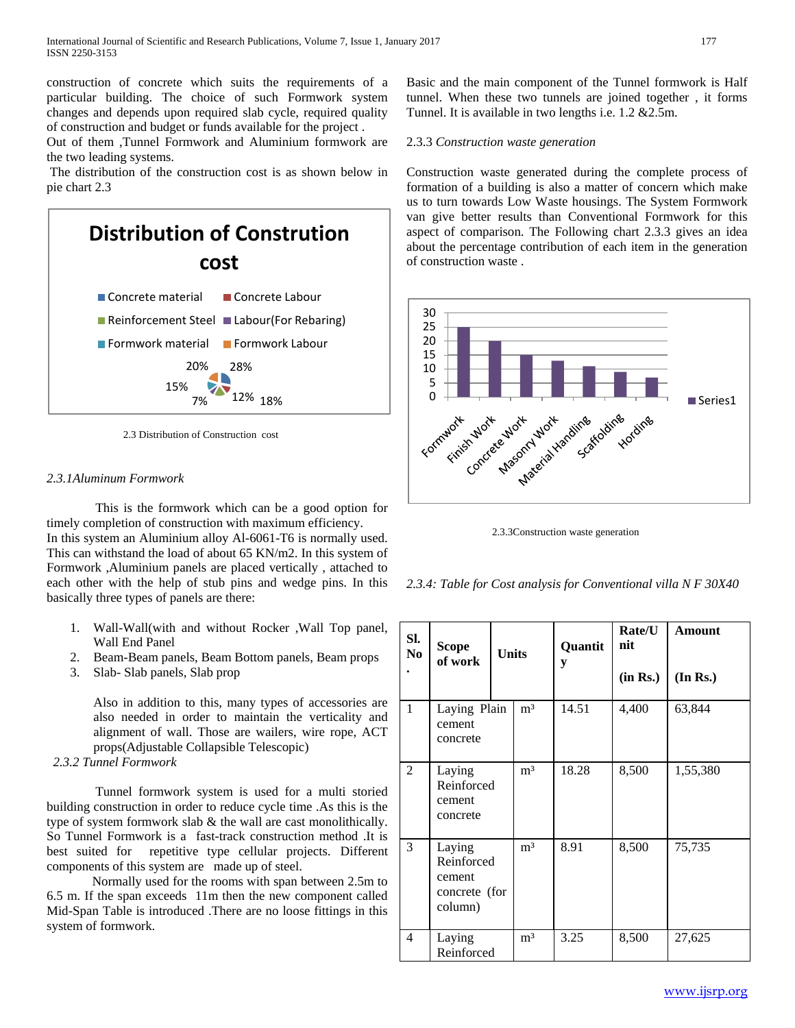construction of concrete which suits the requirements of a particular building. The choice of such Formwork system changes and depends upon required slab cycle, required quality of construction and budget or funds available for the project .
Out of them ,Tunnel Formwork and Aluminium formwork are the two leading systems.
The distribution of the construction cost is as shown below in pie chart 2.3

**Distribution of Constrution cost**

Concrete material, Concrete Labour, Reinforcement Steel, Labour(For Rebaring), Formwork material, Formwork Labour

20%, 28%, 15%, 7%, 12%, 18%

2.3 Distribution of Construction cost

### *2.3.1Aluminum Formwork*

This is the formwork which can be a good option for timely completion of construction with maximum efficiency.
In this system an Aluminium alloy Al-6061-T6 is normally used. This can withstand the load of about 65 KN/m2. In this system of Formwork ,Aluminium panels are placed vertically , attached to each other with the help of stub pins and wedge pins. In this basically three types of panels are there:

1. Wall-Wall(with and without Rocker ,Wall Top panel, Wall End Panel
2. Beam-Beam panels, Beam Bottom panels, Beam props
3. Slab- Slab panels, Slab prop

Also in addition to this, many types of accessories are also needed in order to maintain the verticality and alignment of wall. Those are wailers, wire rope, ACT props(Adjustable Collapsible Telescopic)

### *2.3.2 Tunnel Formwork*

Tunnel formwork system is used for a multi storied building construction in order to reduce cycle time .As this is the type of system formwork slab & the wall are cast monolithically. So Tunnel Formwork is a fast-track construction method .It is best suited for repetitive type cellular projects. Different components of this system are made up of steel.
Normally used for the rooms with span between 2.5m to 6.5 m. If the span exceeds 11m then the new component called Mid-Span Table is introduced .There are no loose fittings in this system of formwork.

Basic and the main component of the Tunnel formwork is Half tunnel. When these two tunnels are joined together , it forms Tunnel. It is available in two lengths i.e. 1.2 &2.5m.

### 2.3.3 *Construction waste generation*

Construction waste generated during the complete process of formation of a building is also a matter of concern which make us to turn towards Low Waste housings. The System Formwork van give better results than Conventional Formwork for this aspect of comparison. The Following chart 2.3.3 gives an idea about the percentage contribution of each item in the generation of construction waste .

| Item | Series1 |
|---|---|
| Formwork | 25 |
| Finish Work | 20 |
| Concrete Work | 15 |
| Masonry Work | 13 |
| Material Handling | 11 |
| Scaffolding | 9 |
| Hording | 7 |

2.3.3Construction waste generation

*2.3.4: Table for Cost analysis for Conventional villa N F 30X40*

| Sl. No. | Scope of work | Units | Quantity | Rate/Unit (in Rs.) | Amount (In Rs.) |
|---|---|---|---|---|---|
| 1 | Laying Plain cement concrete | m³ | 14.51 | 4,400 | 63,844 |
| 2 | Laying Reinforced cement concrete | m³ | 18.28 | 8,500 | 1,55,380 |
| 3 | Laying Reinforced cement concrete (for column) | m³ | 8.91 | 8,500 | 75,735 |
| 4 | Laying Reinforced | m³ | 3.25 | 8,500 | 27,625 |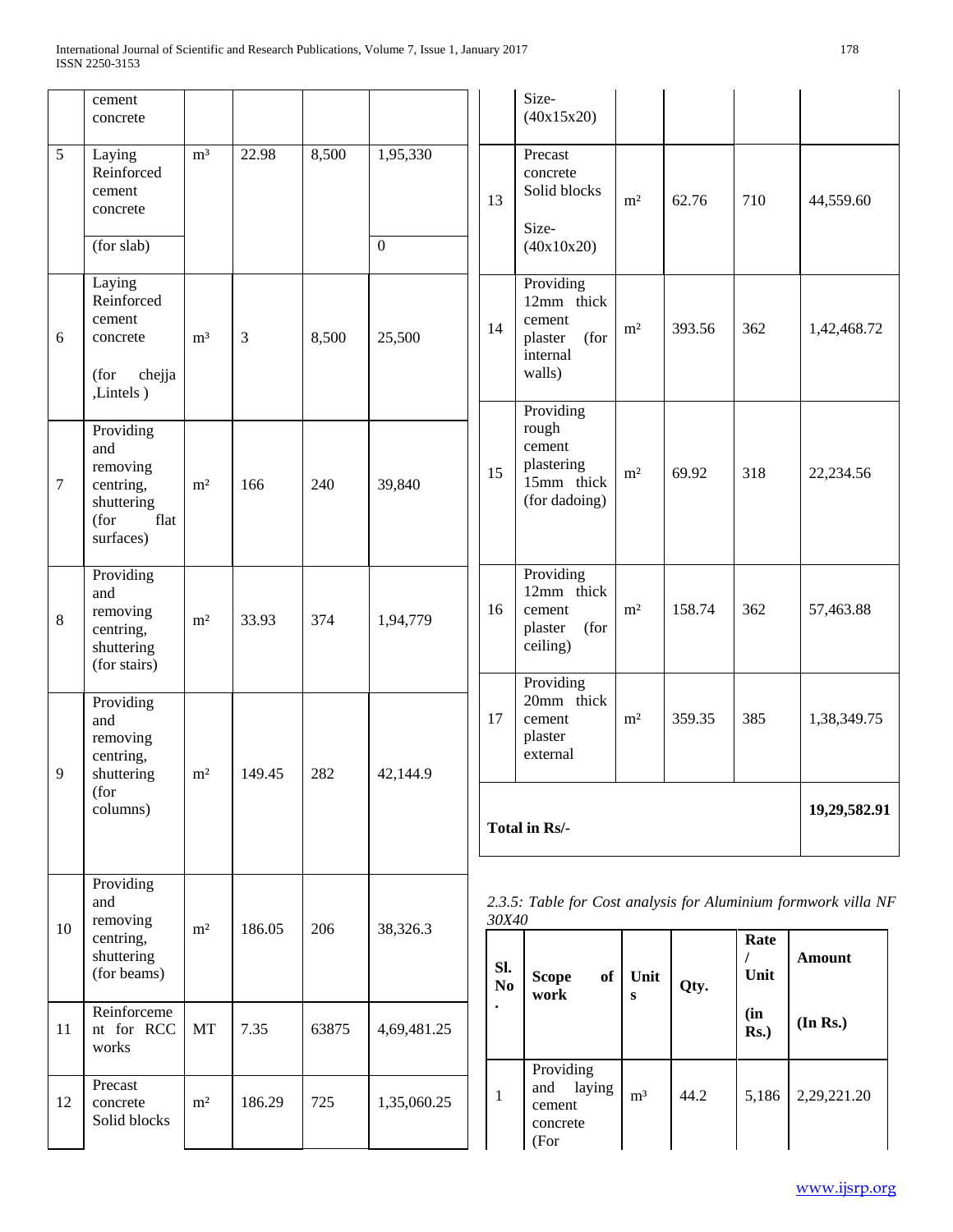| | cement concrete | | | | |
|---|---|---|---|---|---|
| 5 | Laying Reinforced cement concrete (for slab) | m³ | 22.98 | 8,500 | 1,95,330 0 |
| 6 | Laying Reinforced cement concrete (for chejja ,Lintels ) | m³ | 3 | 8,500 | 25,500 |
| 7 | Providing and removing centring, shuttering (for flat surfaces) | m² | 166 | 240 | 39,840 |
| 8 | Providing and removing centring, shuttering (for stairs) | m² | 33.93 | 374 | 1,94,779 |
| 9 | Providing and removing centring, shuttering (for columns) | m² | 149.45 | 282 | 42,144.9 |
| 10 | Providing and removing centring, shuttering (for beams) | m² | 186.05 | 206 | 38,326.3 |
| 11 | Reinforcement for RCC works | MT | 7.35 | 63875 | 4,69,481.25 |
| 12 | Precast concrete Solid blocks Size- (40x15x20) | m² | 186.29 | 725 | 1,35,060.25 |
| 13 | Precast concrete Solid blocks Size- (40x10x20) | m² | 62.76 | 710 | 44,559.60 |
| 14 | Providing 12mm thick cement plaster (for internal walls) | m² | 393.56 | 362 | 1,42,468.72 |
| 15 | Providing rough cement plastering 15mm thick (for dadoing) | m² | 69.92 | 318 | 22,234.56 |
| 16 | Providing 12mm thick cement plaster (for ceiling) | m² | 158.74 | 362 | 57,463.88 |
| 17 | Providing 20mm thick cement plaster external | m² | 359.35 | 385 | 1,38,349.75 |
| **Total in Rs/-** | | | | | **19,29,582.91** |

*2.3.5: Table for Cost analysis for Aluminium formwork villa NF 30X40*

| Sl. No. | Scope of work | Units | Qty. | Rate / Unit (in Rs.) | Amount (In Rs.) |
|---|---|---|---|---|---|
| 1 | Providing and laying cement concrete (For | m³ | 44.2 | 5,186 | 2,29,221.20 |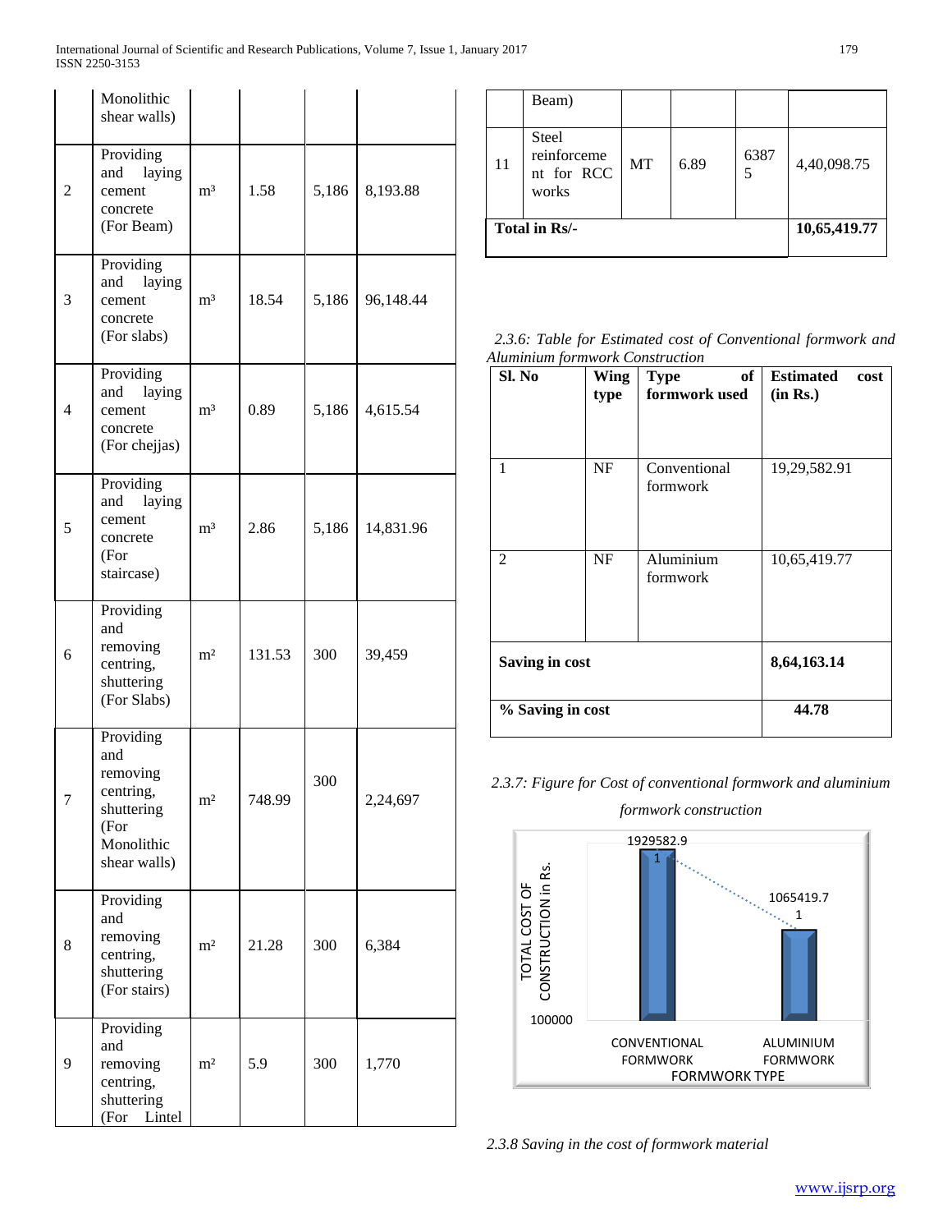| | Monolithic shear walls) | | | | |
|---|---|---|---|---|---|
| 2 | Providing and laying cement concrete (For Beam) | m³ | 1.58 | 5,186 | 8,193.88 |
| 3 | Providing and laying cement concrete (For slabs) | m³ | 18.54 | 5,186 | 96,148.44 |
| 4 | Providing and laying cement concrete (For chejjas) | m³ | 0.89 | 5,186 | 4,615.54 |
| 5 | Providing and laying cement concrete (For staircase) | m³ | 2.86 | 5,186 | 14,831.96 |
| 6 | Providing and removing centring, shuttering (For Slabs) | m² | 131.53 | 300 | 39,459 |
| 7 | Providing and removing centring, shuttering (For Monolithic shear walls) | m² | 748.99 | 300 | 2,24,697 |
| 8 | Providing and removing centring, shuttering (For stairs) | m² | 21.28 | 300 | 6,384 |
| 9 | Providing and removing centring, shuttering (For Lintel Beam) | m² | 5.9 | 300 | 1,770 |
| 11 | Steel reinforcement for RCC works | MT | 6.89 | 63875 | 4,40,098.75 |
| **Total in Rs/-** | | | | | **10,65,419.77** |

*2.3.6: Table for Estimated cost of Conventional formwork and Aluminium formwork Construction*

| Sl. No | Wing type | Type of formwork used | Estimated cost (in Rs.) |
|---|---|---|---|
| 1 | NF | Conventional formwork | 19,29,582.91 |
| 2 | NF | Aluminium formwork | 10,65,419.77 |
| **Saving in cost** | | | **8,64,163.14** |
| **% Saving in cost** | | | **44.78** |

*2.3.7: Figure for Cost of conventional formwork and aluminium formwork construction*

*2.3.8 Saving in the cost of formwork material*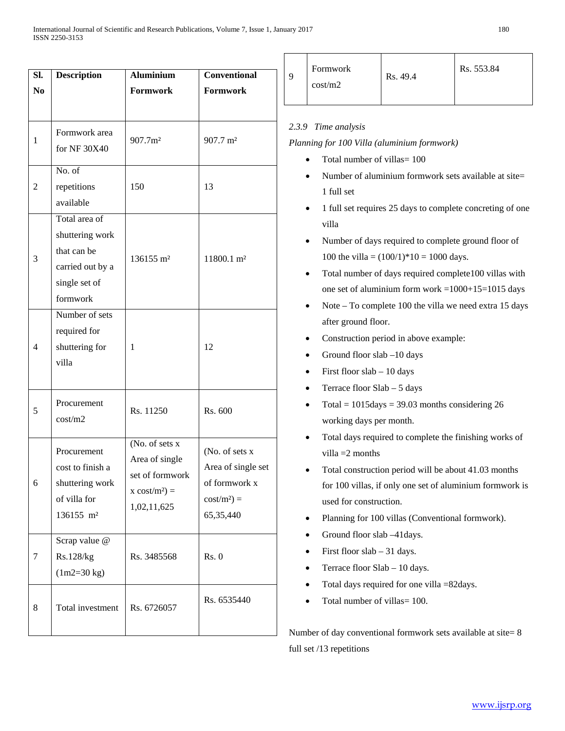| Sl. No | Description | Aluminium Formwork | Conventional Formwork |
|---|---|---|---|
| 1 | Formwork area for NF 30X40 | 907.7m² | 907.7 m² |
| 2 | No. of repetitions available | 150 | 13 |
| 3 | Total area of shuttering work that can be carried out by a single set of formwork | 136155 m² | 11800.1 m² |
| 4 | Number of sets required for shuttering for villa | 1 | 12 |
| 5 | Procurement cost/m2 | Rs. 11250 | Rs. 600 |
| 6 | Procurement cost to finish a shuttering work of villa for 136155 m² | (No. of sets x Area of single set of formwork x cost/m²) = 1,02,11,625 | (No. of sets x Area of single set of formwork x cost/m²) = 65,35,440 |
| 7 | Scrap value @ Rs.128/kg (1m2=30 kg) | Rs. 3485568 | Rs. 0 |
| 8 | Total investment | Rs. 6726057 | Rs. 6535440 |
| 9 | Formwork cost/m2 | Rs. 49.4 | Rs. 553.84 |

*2.3.9 Time analysis*

*Planning for 100 Villa (aluminium formwork)*

- Total number of villas= 100
- Number of aluminium formwork sets available at site= 1 full set
- 1 full set requires 25 days to complete concreting of one villa
- Number of days required to complete ground floor of 100 the villa = (100/1)*10 = 1000 days.
- Total number of days required complete100 villas with one set of aluminium form work =1000+15=1015 days
- Note – To complete 100 the villa we need extra 15 days after ground floor.
- Construction period in above example:
- Ground floor slab –10 days
- First floor slab – 10 days
- Terrace floor Slab – 5 days
- Total = 1015days = 39.03 months considering 26 working days per month.
- Total days required to complete the finishing works of villa =2 months
- Total construction period will be about 41.03 months for 100 villas, if only one set of aluminium formwork is used for construction.
- Planning for 100 villas (Conventional formwork).
- Ground floor slab –41days.
- First floor slab – 31 days.
- Terrace floor Slab – 10 days.
- Total days required for one villa =82days.
- Total number of villas= 100.

Number of day conventional formwork sets available at site= 8 full set /13 repetitions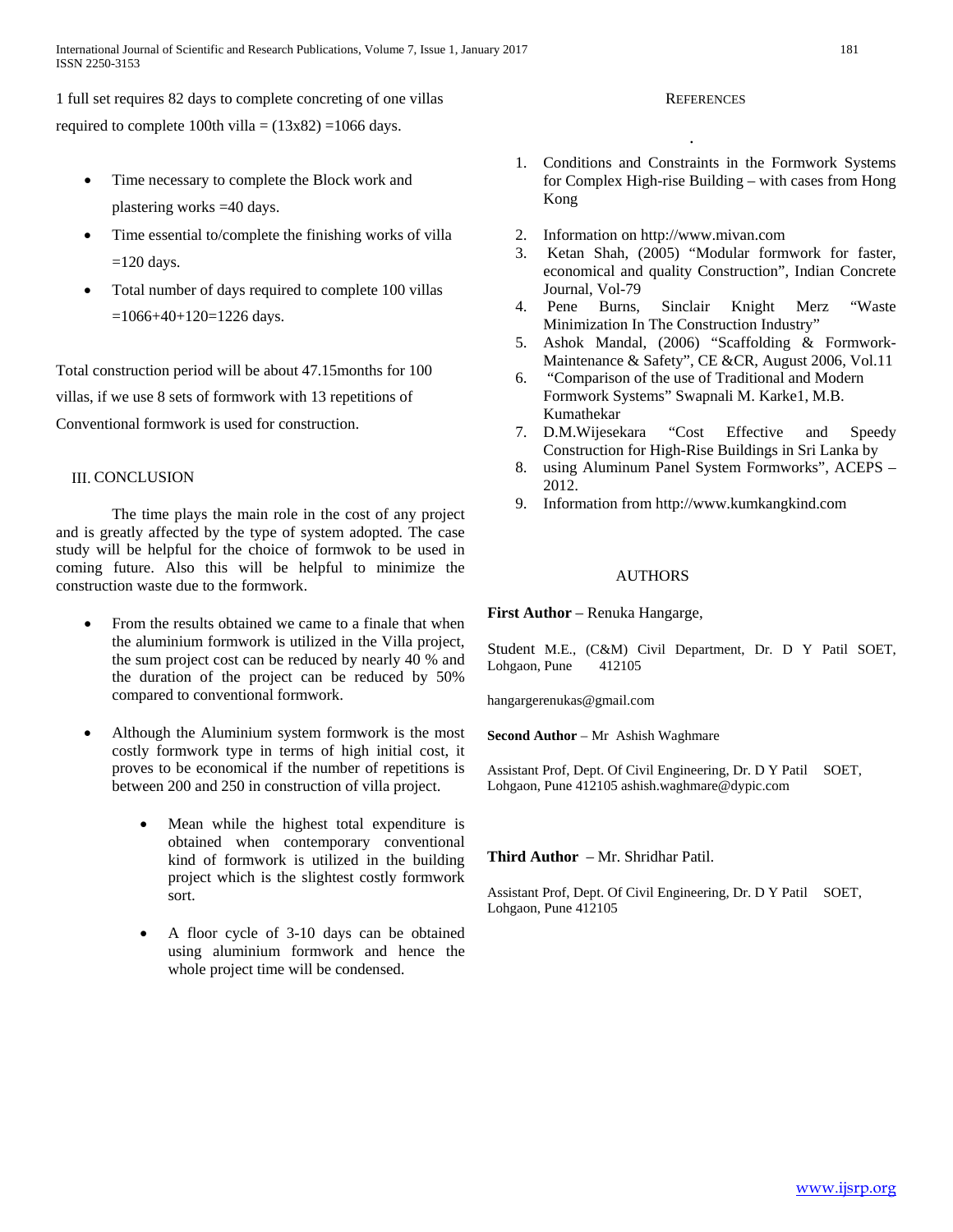1 full set requires 82 days to complete concreting of one villas

required to complete 100th villa = (13x82) =1066 days.

- Time necessary to complete the Block work and plastering works =40 days.
- Time essential to/complete the finishing works of villa =120 days.
- Total number of days required to complete 100 villas =1066+40+120=1226 days.

Total construction period will be about 47.15months for 100 villas, if we use 8 sets of formwork with 13 repetitions of Conventional formwork is used for construction.

## III. CONCLUSION

The time plays the main role in the cost of any project and is greatly affected by the type of system adopted. The case study will be helpful for the choice of formwok to be used in coming future. Also this will be helpful to minimize the construction waste due to the formwork.

- From the results obtained we came to a finale that when the aluminium formwork is utilized in the Villa project, the sum project cost can be reduced by nearly 40 % and the duration of the project can be reduced by 50% compared to conventional formwork.
- Although the Aluminium system formwork is the most costly formwork type in terms of high initial cost, it proves to be economical if the number of repetitions is between 200 and 250 in construction of villa project.
    - Mean while the highest total expenditure is obtained when contemporary conventional kind of formwork is utilized in the building project which is the slightest costly formwork sort.
    - A floor cycle of 3-10 days can be obtained using aluminium formwork and hence the whole project time will be condensed.

## REFERENCES

1. Conditions and Constraints in the Formwork Systems for Complex High-rise Building – with cases from Hong Kong
2. Information on http://www.mivan.com
3. Ketan Shah, (2005) "Modular formwork for faster, economical and quality Construction", Indian Concrete Journal, Vol-79
4. Pene Burns, Sinclair Knight Merz "Waste Minimization In The Construction Industry"
5. Ashok Mandal, (2006) "Scaffolding & Formwork-Maintenance & Safety", CE &CR, August 2006, Vol.11
6. "Comparison of the use of Traditional and Modern Formwork Systems" Swapnali M. Karke1, M.B. Kumathekar
7. D.M.Wijesekara "Cost Effective and Speedy Construction for High-Rise Buildings in Sri Lanka by
8. using Aluminum Panel System Formworks", ACEPS – 2012.
9. Information from http://www.kumkangkind.com

## AUTHORS

**First Author** – Renuka Hangarge,

Student M.E., (C&M) Civil Department, Dr. D Y Patil SOET, Lohgaon, Pune 412105

hangargerenukas@gmail.com

**Second Author** – Mr Ashish Waghmare

Assistant Prof, Dept. Of Civil Engineering, Dr. D Y Patil SOET, Lohgaon, Pune 412105 ashish.waghmare@dypic.com

**Third Author** – Mr. Shridhar Patil.

Assistant Prof, Dept. Of Civil Engineering, Dr. D Y Patil SOET, Lohgaon, Pune 412105